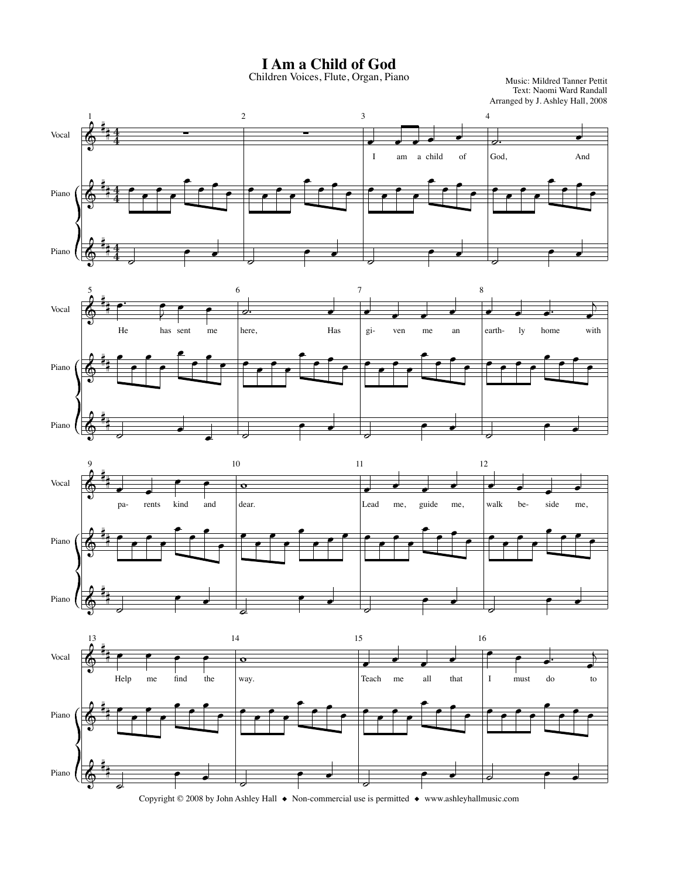# I Am a Child of God

Children Voices, Flute, Organ, Piano

Music: Mildred Tanner Pettit
Text: Naomi Ward Randall
Arranged by J. Ashley Hall, 2008

I am a child of God, And He has sent me here, Has given me an earthly home with parents kind and dear. Lead me, guide me, walk beside me, Help me find the way. Teach me all that I must do to

Copyright © 2008 by John Ashley Hall ◆ Non-commercial use is permitted ◆ www.ashleyhallmusic.com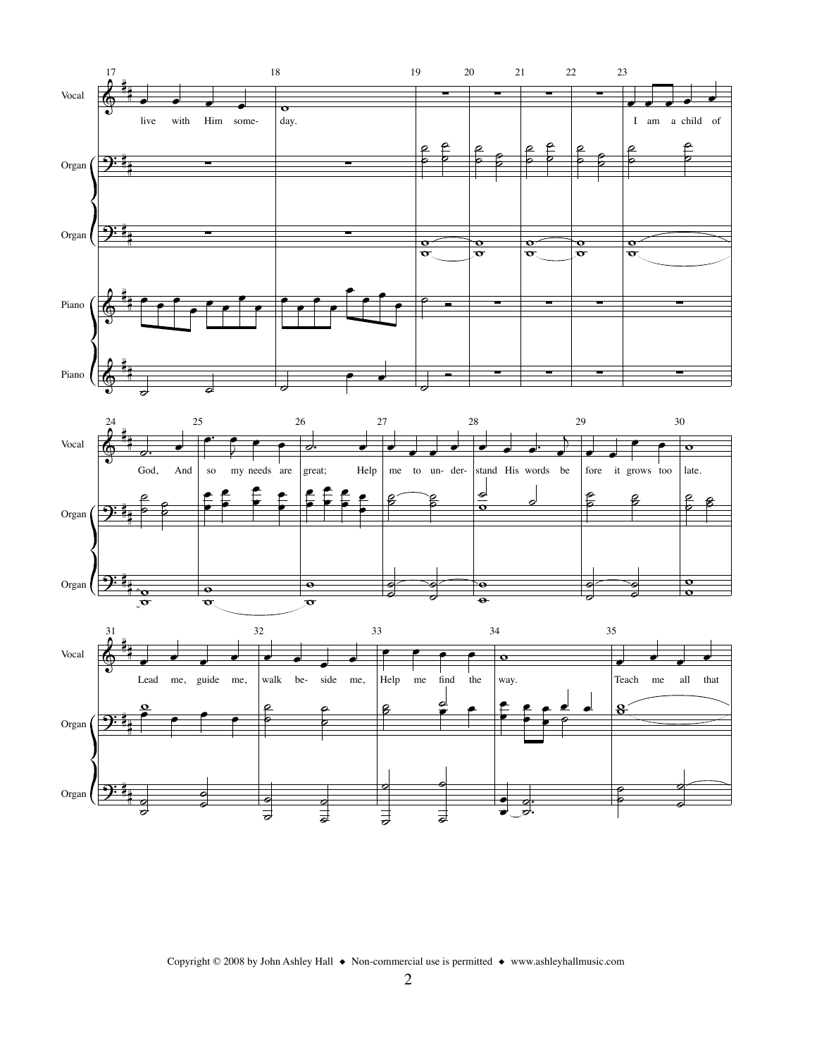Copyright © 2008 by John Ashley Hall ◆ Non-commercial use is permitted ◆ www.ashleyhallmusic.com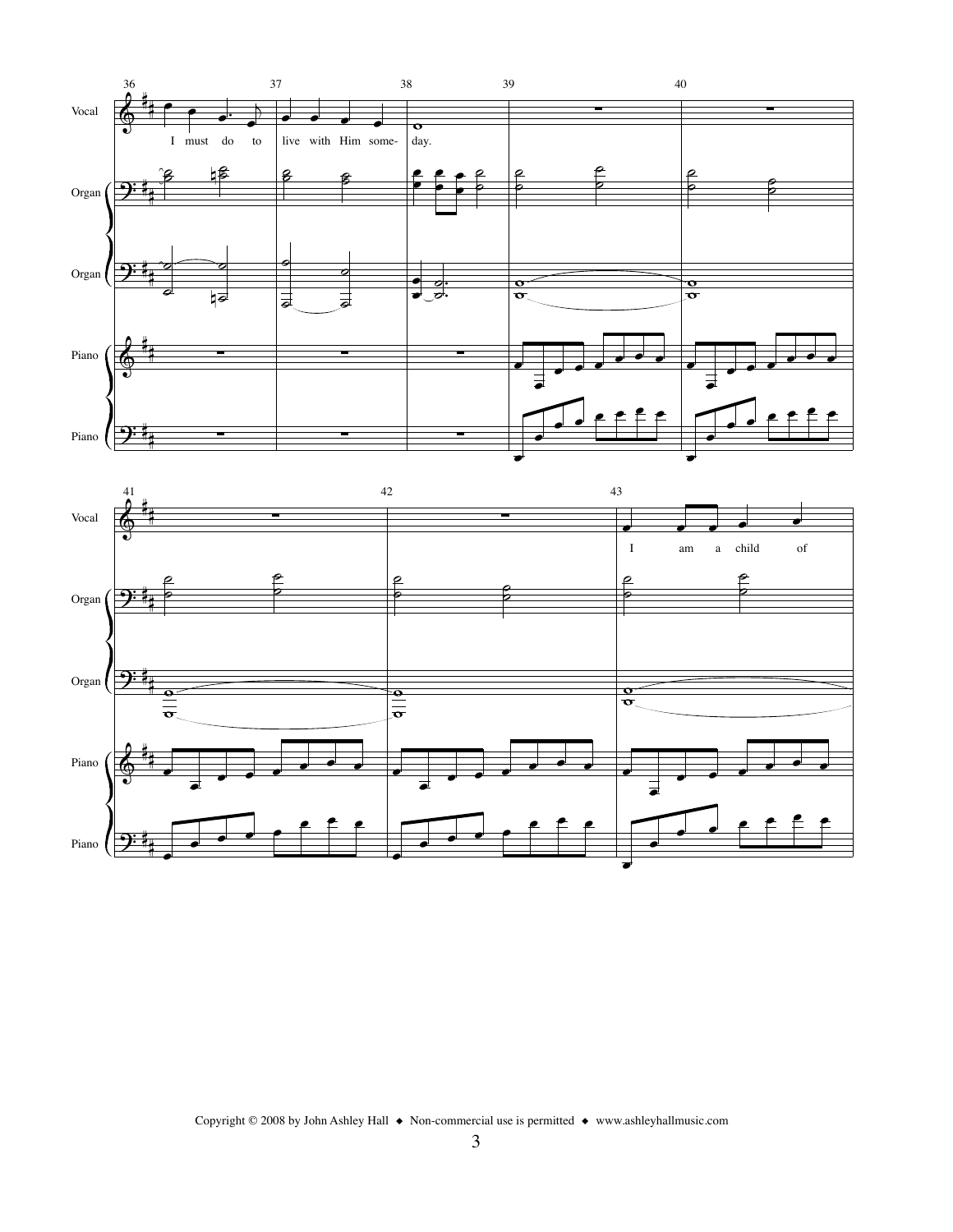Vocal

I must do to live with Him some- day.

I am a child of

Organ

Organ

Piano

Piano

Copyright © 2008 by John Ashley Hall ◆ Non-commercial use is permitted ◆ www.ashleyhallmusic.com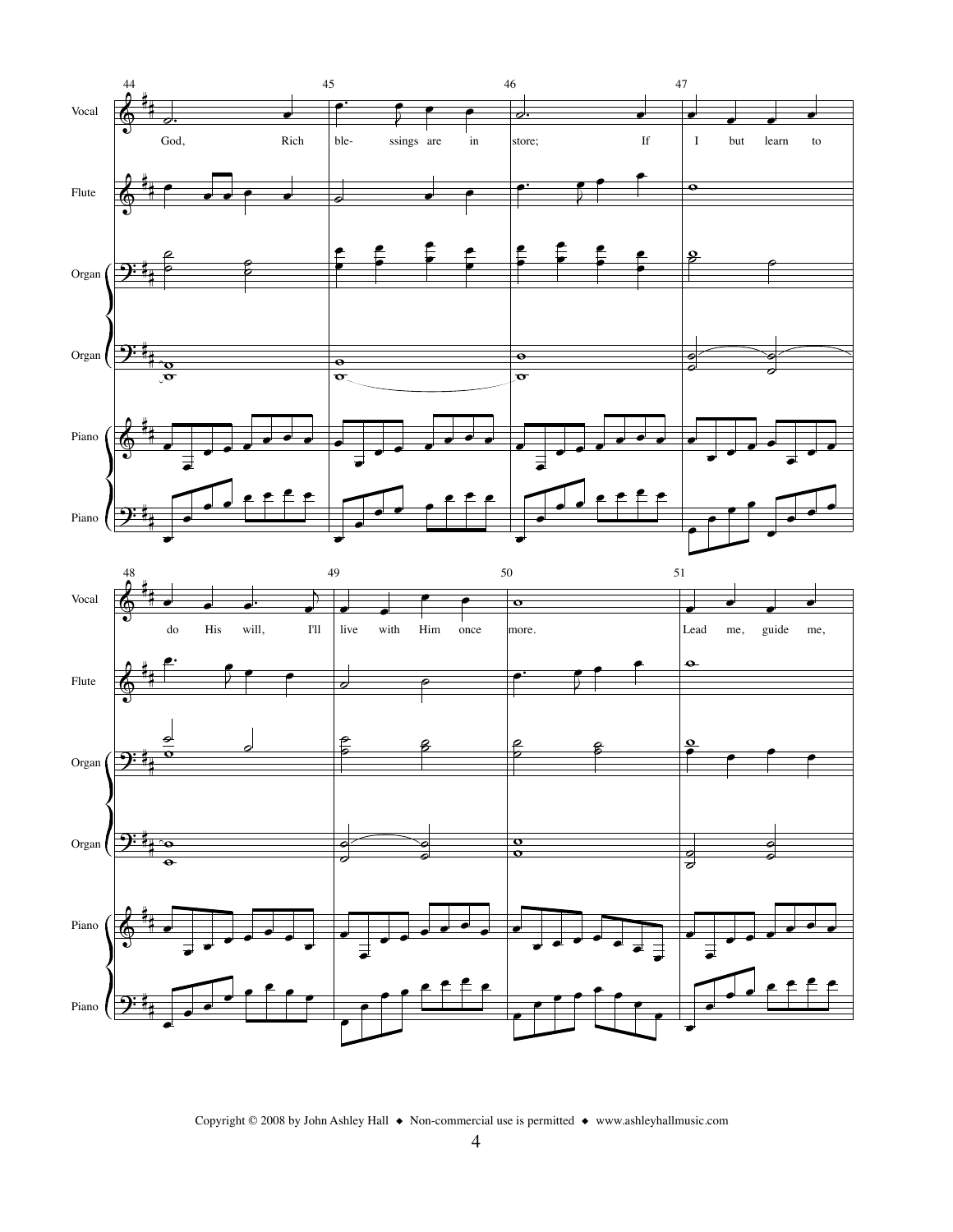God, Rich ble- ssings are in store; If I but learn to do His will, I'll live with Him once more. Lead me, guide me,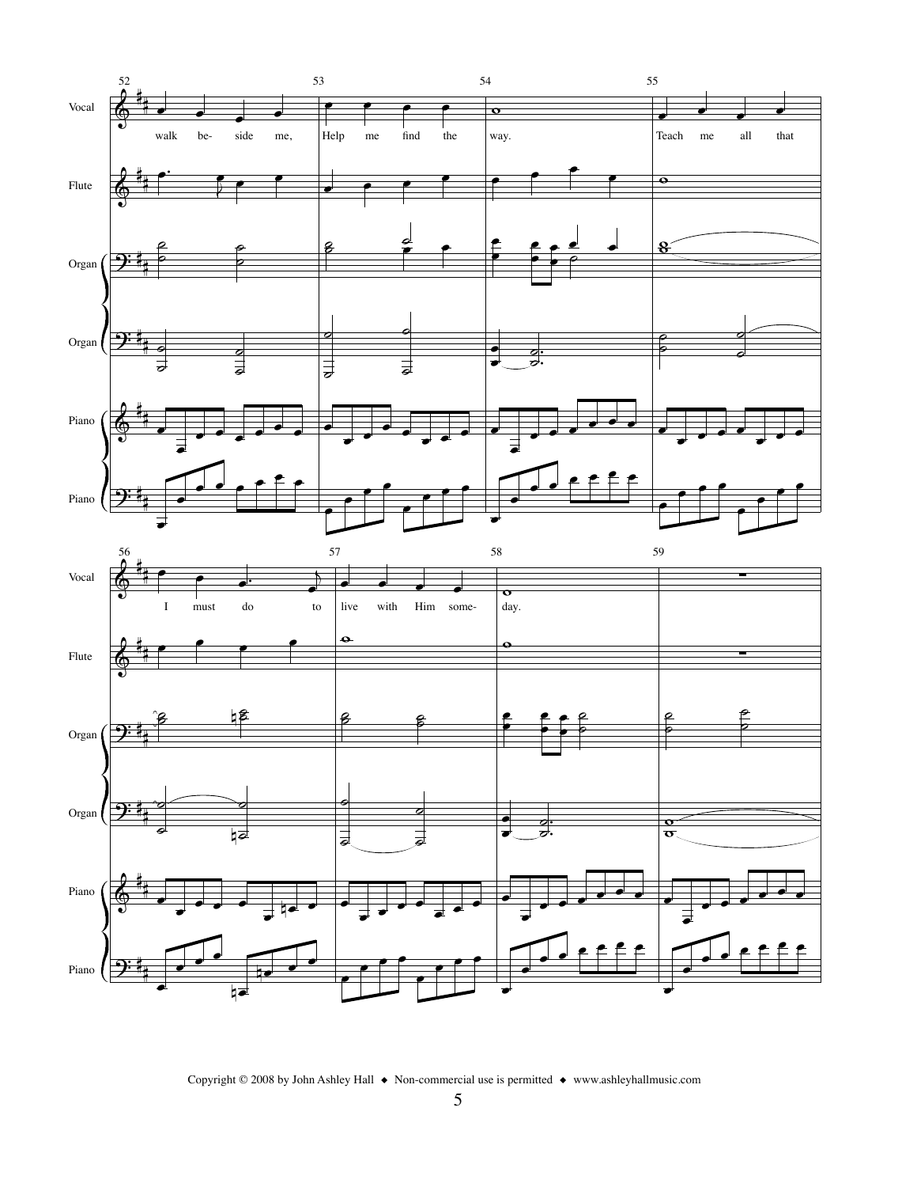walk beside me, Help me find the way.

Teach me all that I must do to live with Him someday.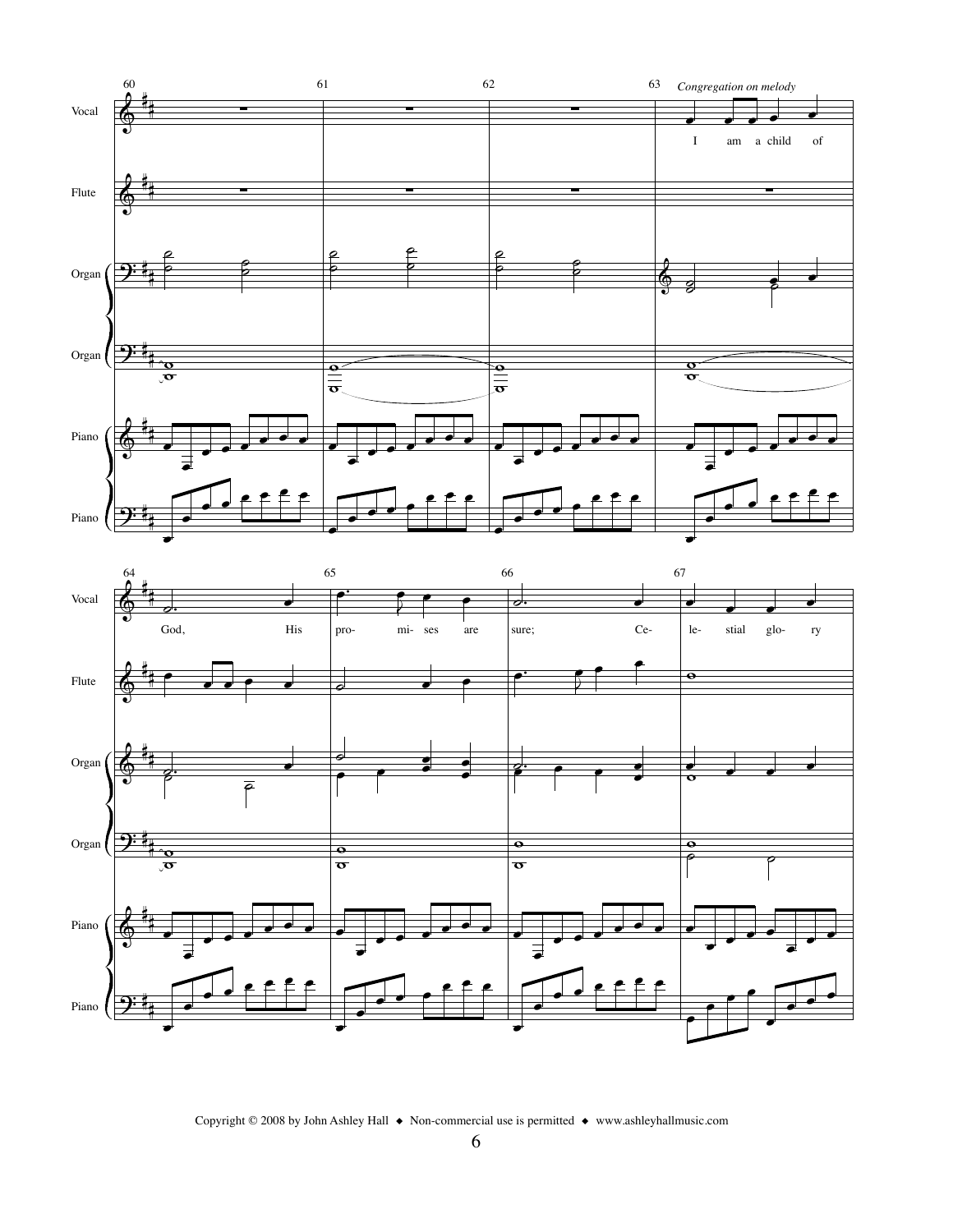*Congregation on melody*

I am a child of God, His promises are sure; Celestial glory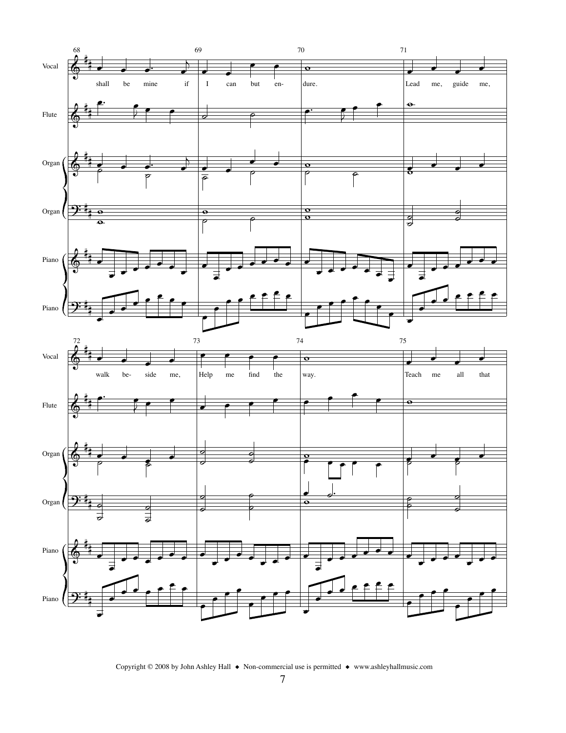shall be mine if I can but en- dure.

Lead me, guide me, walk be- side me,

Help me find the way.

Teach me all that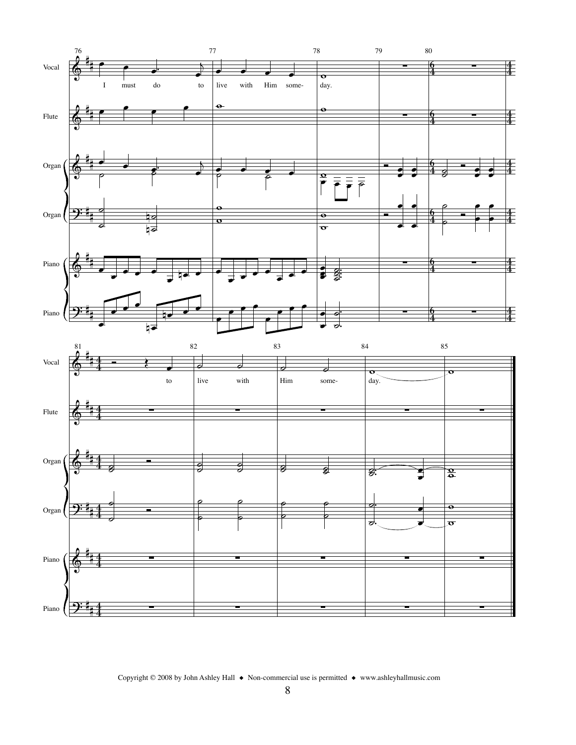76 77 78 79 80

Vocal

I must do to live with Him some- day.

Flute

Organ

Organ

Piano

Piano

81 82 83 84 85

Vocal

to live with Him some- day.

Flute

Organ

Organ

Piano

Piano

Copyright © 2008 by John Ashley Hall ◆ Non-commercial use is permitted ◆ www.ashleyhallmusic.com